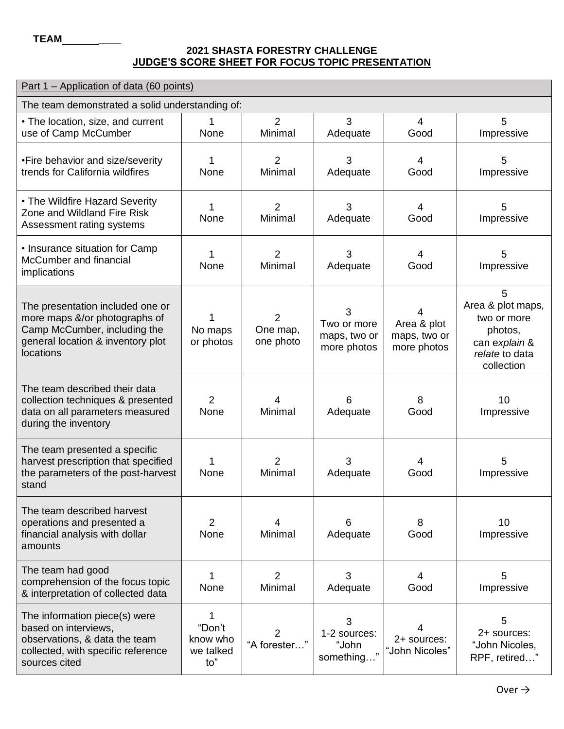TEAM______

## 2021 SHASTA FORESTRY CHALLENGE
## <u>JUDGE'S SCORE SHEET FOR FOCUS TOPIC PRESENTATION</u>

| Part 1 – Application of data (60 points) | | | | | |
|---|---|---|---|---|---|
| The team demonstrated a solid understanding of: | | | | | |
| • The location, size, and current use of Camp McCumber | 1 None | 2 Minimal | 3 Adequate | 4 Good | 5 Impressive |
| •Fire behavior and size/severity trends for California wildfires | 1 None | 2 Minimal | 3 Adequate | 4 Good | 5 Impressive |
| • The Wildfire Hazard Severity Zone and Wildland Fire Risk Assessment rating systems | 1 None | 2 Minimal | 3 Adequate | 4 Good | 5 Impressive |
| • Insurance situation for Camp McCumber and financial implications | 1 None | 2 Minimal | 3 Adequate | 4 Good | 5 Impressive |
| The presentation included one or more maps &/or photographs of Camp McCumber, including the general location & inventory plot locations | 1 No maps or photos | 2 One map, one photo | 3 Two or more maps, two or more photos | 4 Area & plot maps, two or more photos | 5 Area & plot maps, two or more photos, can *explain* & *relate* to data collection |
| The team described their data collection techniques & presented data on all parameters measured during the inventory | 2 None | 4 Minimal | 6 Adequate | 8 Good | 10 Impressive |
| The team presented a specific harvest prescription that specified the parameters of the post-harvest stand | 1 None | 2 Minimal | 3 Adequate | 4 Good | 5 Impressive |
| The team described harvest operations and presented a financial analysis with dollar amounts | 2 None | 4 Minimal | 6 Adequate | 8 Good | 10 Impressive |
| The team had good comprehension of the focus topic & interpretation of collected data | 1 None | 2 Minimal | 3 Adequate | 4 Good | 5 Impressive |
| The information piece(s) were based on interviews, observations, & data the team collected, with specific reference sources cited | 1 "Don't know who we talked to" | 2 "A forester…" | 3 1-2 sources: "John something…" | 4 2+ sources: "John Nicoles" | 5 2+ sources: "John Nicoles, RPF, retired…" |

Over →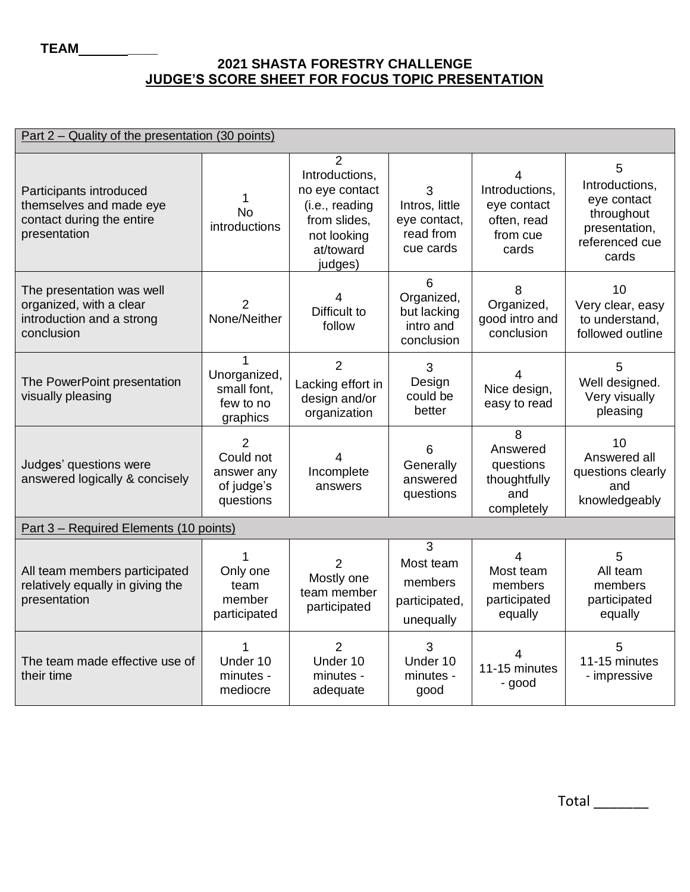TEAM______

**2021 SHASTA FORESTRY CHALLENGE**

**JUDGE'S SCORE SHEET FOR FOCUS TOPIC PRESENTATION**

| | | | | | |
|---|---|---|---|---|---|
| Part 2 – Quality of the presentation (30 points) | | | | | |
| Participants introduced themselves and made eye contact during the entire presentation | 1 No introductions | 2 Introductions, no eye contact (i.e., reading from slides, not looking at/toward judges) | 3 Intros, little eye contact, read from cue cards | 4 Introductions, eye contact often, read from cue cards | 5 Introductions, eye contact throughout presentation, referenced cue cards |
| The presentation was well organized, with a clear introduction and a strong conclusion | 2 None/Neither | 4 Difficult to follow | 6 Organized, but lacking intro and conclusion | 8 Organized, good intro and conclusion | 10 Very clear, easy to understand, followed outline |
| The PowerPoint presentation visually pleasing | 1 Unorganized, small font, few to no graphics | 2 Lacking effort in design and/or organization | 3 Design could be better | 4 Nice design, easy to read | 5 Well designed. Very visually pleasing |
| Judges' questions were answered logically & concisely | 2 Could not answer any of judge's questions | 4 Incomplete answers | 6 Generally answered questions | 8 Answered questions thoughtfully and completely | 10 Answered all questions clearly and knowledgeably |
| Part 3 – Required Elements (10 points) | | | | | |
| All team members participated relatively equally in giving the presentation | 1 Only one team member participated | 2 Mostly one team member participated | 3 Most team members participated, unequally | 4 Most team members participated equally | 5 All team members participated equally |
| The team made effective use of their time | 1 Under 10 minutes - mediocre | 2 Under 10 minutes - adequate | 3 Under 10 minutes - good | 4 11-15 minutes - good | 5 11-15 minutes - impressive |

Total _______